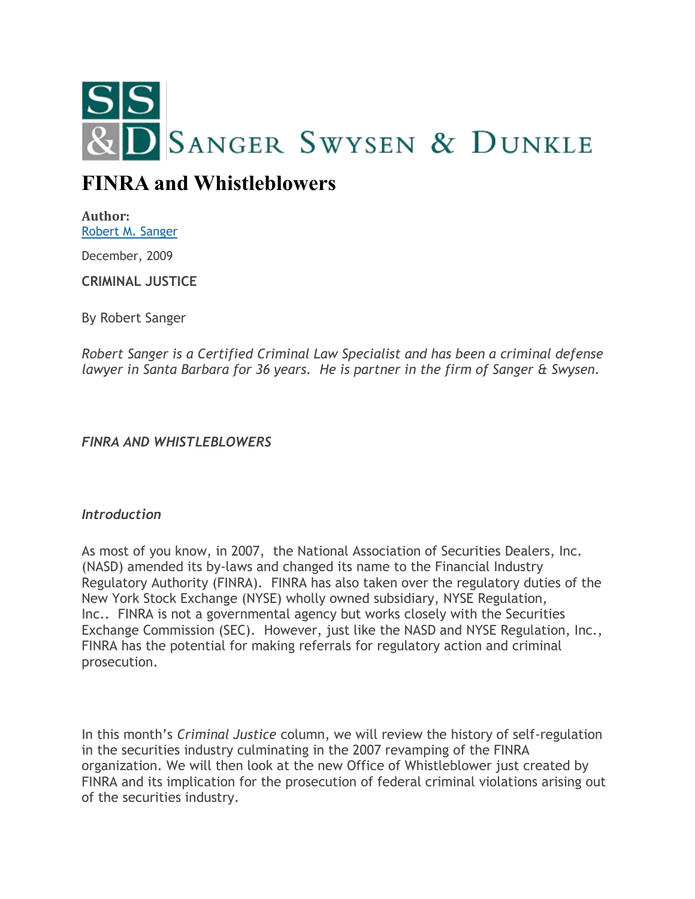SANGER SWYSEN & DUNKLE

# FINRA and Whistleblowers

**Author:**
Robert M. Sanger

December, 2009

**CRIMINAL JUSTICE**

By Robert Sanger

*Robert Sanger is a Certified Criminal Law Specialist and has been a criminal defense lawyer in Santa Barbara for 36 years. He is partner in the firm of Sanger & Swysen.*

***FINRA AND WHISTLEBLOWERS***

***Introduction***

As most of you know, in 2007, the National Association of Securities Dealers, Inc. (NASD) amended its by-laws and changed its name to the Financial Industry Regulatory Authority (FINRA). FINRA has also taken over the regulatory duties of the New York Stock Exchange (NYSE) wholly owned subsidiary, NYSE Regulation, Inc.. FINRA is not a governmental agency but works closely with the Securities Exchange Commission (SEC). However, just like the NASD and NYSE Regulation, Inc., FINRA has the potential for making referrals for regulatory action and criminal prosecution.

In this month's *Criminal Justice* column, we will review the history of self-regulation in the securities industry culminating in the 2007 revamping of the FINRA organization. We will then look at the new Office of Whistleblower just created by FINRA and its implication for the prosecution of federal criminal violations arising out of the securities industry.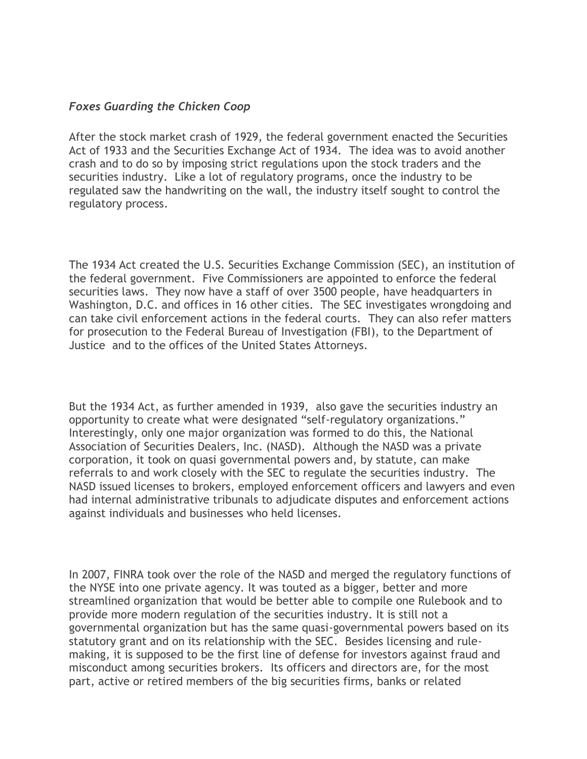*Foxes Guarding the Chicken Coop*

After the stock market crash of 1929, the federal government enacted the Securities Act of 1933 and the Securities Exchange Act of 1934. The idea was to avoid another crash and to do so by imposing strict regulations upon the stock traders and the securities industry. Like a lot of regulatory programs, once the industry to be regulated saw the handwriting on the wall, the industry itself sought to control the regulatory process.

The 1934 Act created the U.S. Securities Exchange Commission (SEC), an institution of the federal government. Five Commissioners are appointed to enforce the federal securities laws. They now have a staff of over 3500 people, have headquarters in Washington, D.C. and offices in 16 other cities. The SEC investigates wrongdoing and can take civil enforcement actions in the federal courts. They can also refer matters for prosecution to the Federal Bureau of Investigation (FBI), to the Department of Justice and to the offices of the United States Attorneys.

But the 1934 Act, as further amended in 1939, also gave the securities industry an opportunity to create what were designated "self-regulatory organizations." Interestingly, only one major organization was formed to do this, the National Association of Securities Dealers, Inc. (NASD). Although the NASD was a private corporation, it took on quasi governmental powers and, by statute, can make referrals to and work closely with the SEC to regulate the securities industry. The NASD issued licenses to brokers, employed enforcement officers and lawyers and even had internal administrative tribunals to adjudicate disputes and enforcement actions against individuals and businesses who held licenses.

In 2007, FINRA took over the role of the NASD and merged the regulatory functions of the NYSE into one private agency. It was touted as a bigger, better and more streamlined organization that would be better able to compile one Rulebook and to provide more modern regulation of the securities industry. It is still not a governmental organization but has the same quasi-governmental powers based on its statutory grant and on its relationship with the SEC. Besides licensing and rule-making, it is supposed to be the first line of defense for investors against fraud and misconduct among securities brokers. Its officers and directors are, for the most part, active or retired members of the big securities firms, banks or related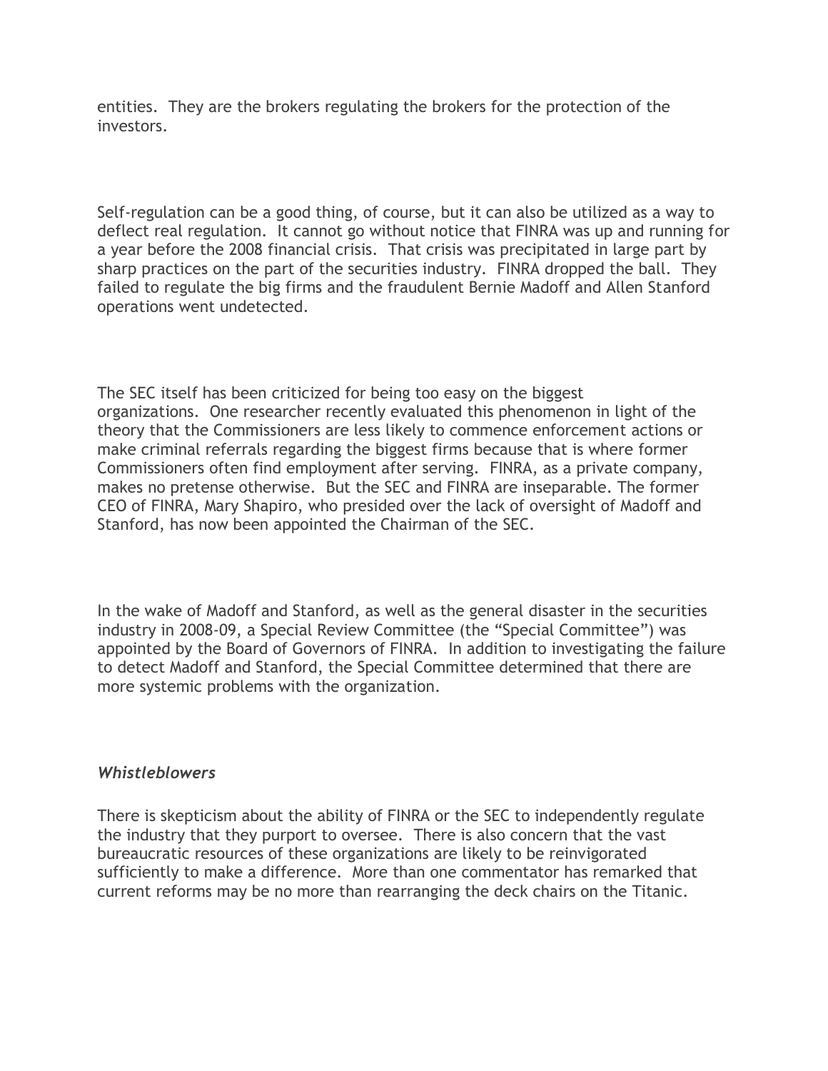entities. They are the brokers regulating the brokers for the protection of the investors.

Self-regulation can be a good thing, of course, but it can also be utilized as a way to deflect real regulation. It cannot go without notice that FINRA was up and running for a year before the 2008 financial crisis. That crisis was precipitated in large part by sharp practices on the part of the securities industry. FINRA dropped the ball. They failed to regulate the big firms and the fraudulent Bernie Madoff and Allen Stanford operations went undetected.

The SEC itself has been criticized for being too easy on the biggest organizations. One researcher recently evaluated this phenomenon in light of the theory that the Commissioners are less likely to commence enforcement actions or make criminal referrals regarding the biggest firms because that is where former Commissioners often find employment after serving. FINRA, as a private company, makes no pretense otherwise. But the SEC and FINRA are inseparable. The former CEO of FINRA, Mary Shapiro, who presided over the lack of oversight of Madoff and Stanford, has now been appointed the Chairman of the SEC.

In the wake of Madoff and Stanford, as well as the general disaster in the securities industry in 2008-09, a Special Review Committee (the "Special Committee") was appointed by the Board of Governors of FINRA. In addition to investigating the failure to detect Madoff and Stanford, the Special Committee determined that there are more systemic problems with the organization.

### *Whistleblowers*

There is skepticism about the ability of FINRA or the SEC to independently regulate the industry that they purport to oversee. There is also concern that the vast bureaucratic resources of these organizations are likely to be reinvigorated sufficiently to make a difference. More than one commentator has remarked that current reforms may be no more than rearranging the deck chairs on the Titanic.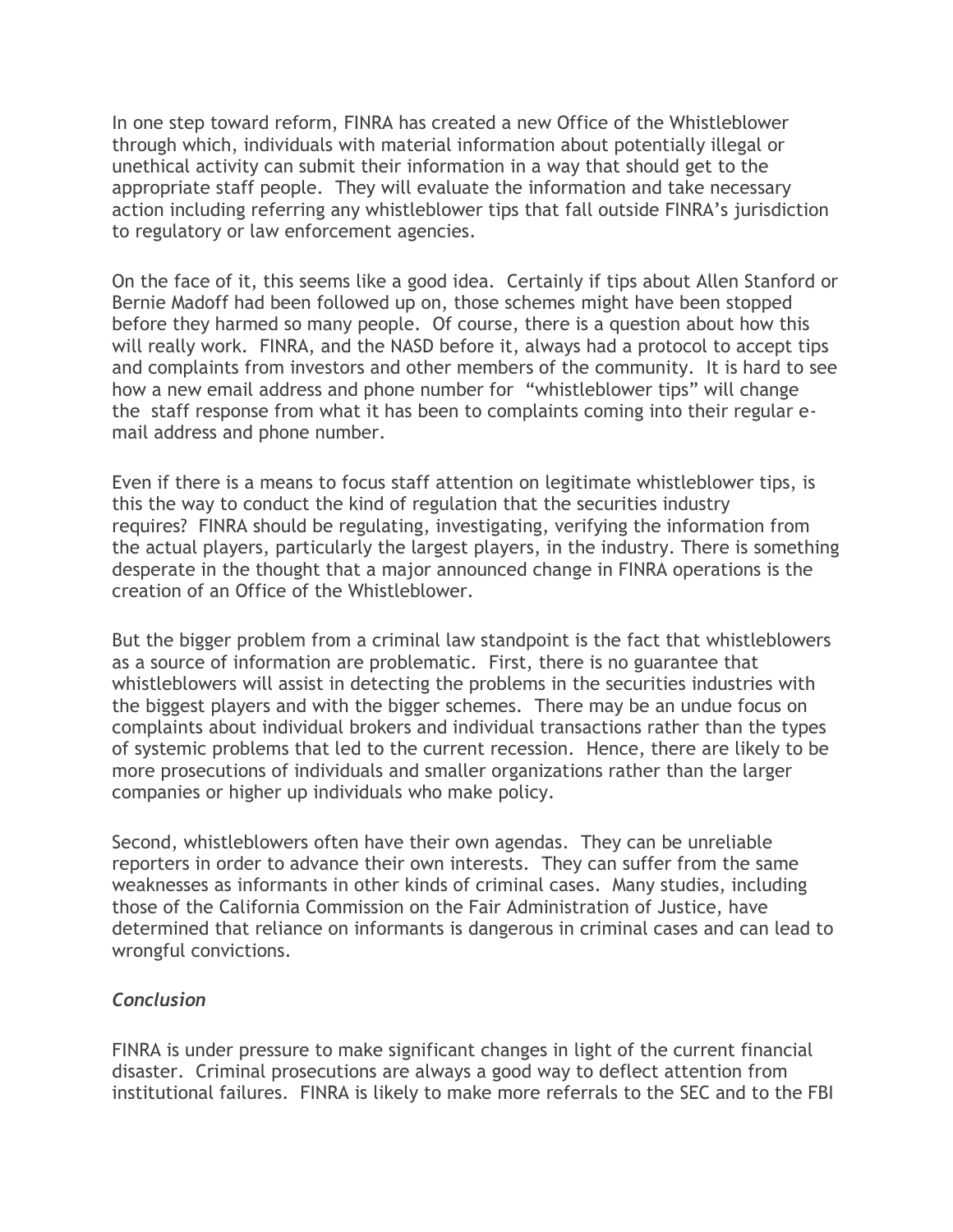In one step toward reform, FINRA has created a new Office of the Whistleblower through which, individuals with material information about potentially illegal or unethical activity can submit their information in a way that should get to the appropriate staff people. They will evaluate the information and take necessary action including referring any whistleblower tips that fall outside FINRA's jurisdiction to regulatory or law enforcement agencies.

On the face of it, this seems like a good idea. Certainly if tips about Allen Stanford or Bernie Madoff had been followed up on, those schemes might have been stopped before they harmed so many people. Of course, there is a question about how this will really work. FINRA, and the NASD before it, always had a protocol to accept tips and complaints from investors and other members of the community. It is hard to see how a new email address and phone number for "whistleblower tips" will change the staff response from what it has been to complaints coming into their regular e-mail address and phone number.

Even if there is a means to focus staff attention on legitimate whistleblower tips, is this the way to conduct the kind of regulation that the securities industry requires? FINRA should be regulating, investigating, verifying the information from the actual players, particularly the largest players, in the industry. There is something desperate in the thought that a major announced change in FINRA operations is the creation of an Office of the Whistleblower.

But the bigger problem from a criminal law standpoint is the fact that whistleblowers as a source of information are problematic. First, there is no guarantee that whistleblowers will assist in detecting the problems in the securities industries with the biggest players and with the bigger schemes. There may be an undue focus on complaints about individual brokers and individual transactions rather than the types of systemic problems that led to the current recession. Hence, there are likely to be more prosecutions of individuals and smaller organizations rather than the larger companies or higher up individuals who make policy.

Second, whistleblowers often have their own agendas. They can be unreliable reporters in order to advance their own interests. They can suffer from the same weaknesses as informants in other kinds of criminal cases. Many studies, including those of the California Commission on the Fair Administration of Justice, have determined that reliance on informants is dangerous in criminal cases and can lead to wrongful convictions.

### *Conclusion*

FINRA is under pressure to make significant changes in light of the current financial disaster. Criminal prosecutions are always a good way to deflect attention from institutional failures. FINRA is likely to make more referrals to the SEC and to the FBI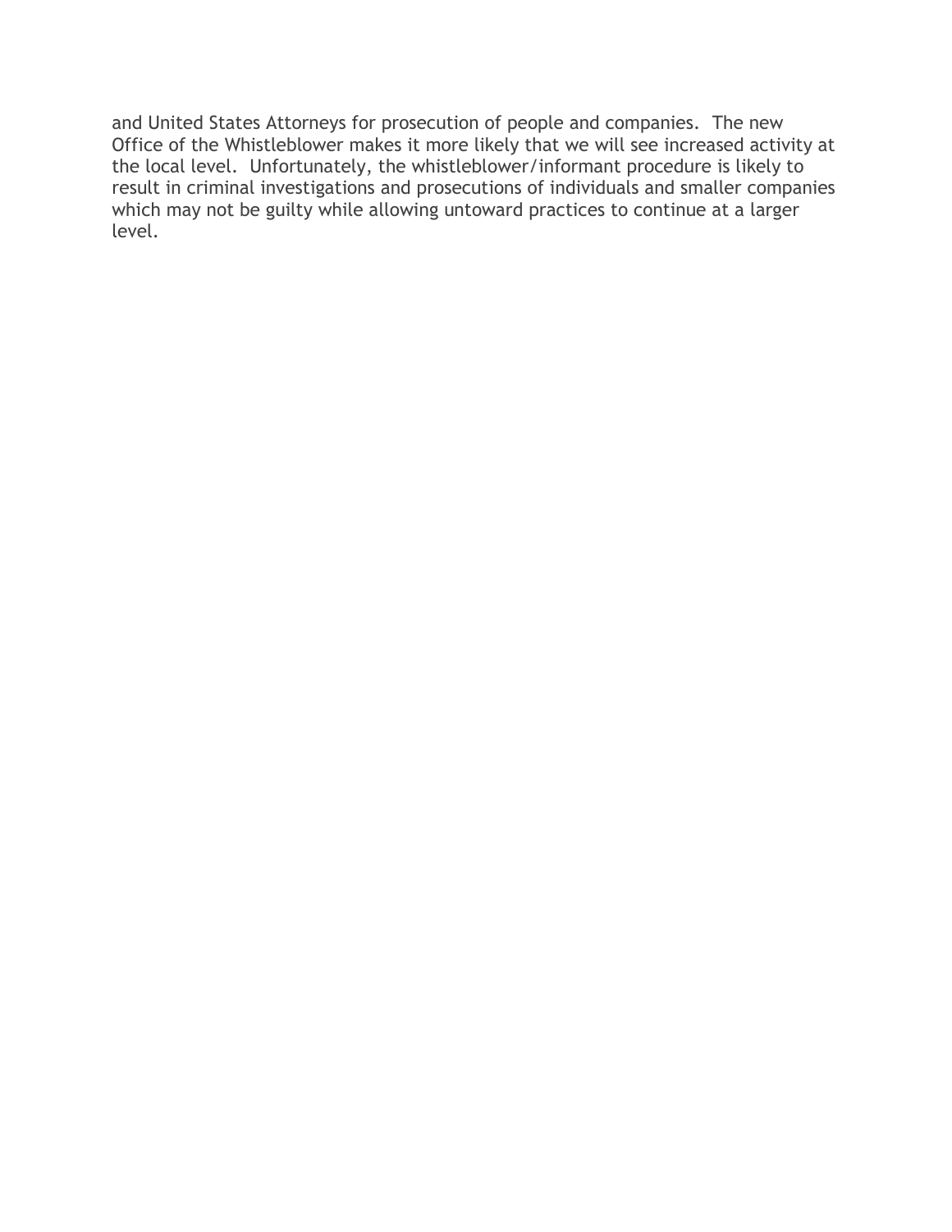and United States Attorneys for prosecution of people and companies. The new Office of the Whistleblower makes it more likely that we will see increased activity at the local level. Unfortunately, the whistleblower/informant procedure is likely to result in criminal investigations and prosecutions of individuals and smaller companies which may not be guilty while allowing untoward practices to continue at a larger level.